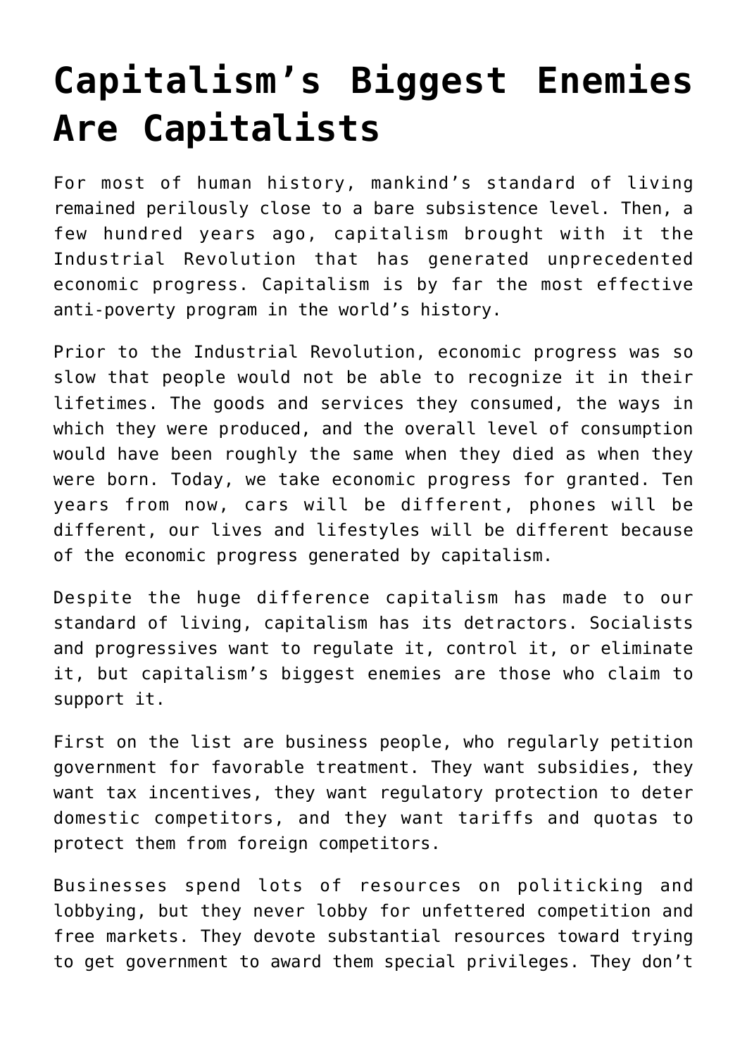# Capitalism's Biggest Enemies Are Capitalists

For most of human history, mankind's standard of living remained perilously close to a bare subsistence level. Then, a few hundred years ago, capitalism brought with it the Industrial Revolution that has generated unprecedented economic progress. Capitalism is by far the most effective anti-poverty program in the world's history.

Prior to the Industrial Revolution, economic progress was so slow that people would not be able to recognize it in their lifetimes. The goods and services they consumed, the ways in which they were produced, and the overall level of consumption would have been roughly the same when they died as when they were born. Today, we take economic progress for granted. Ten years from now, cars will be different, phones will be different, our lives and lifestyles will be different because of the economic progress generated by capitalism.

Despite the huge difference capitalism has made to our standard of living, capitalism has its detractors. Socialists and progressives want to regulate it, control it, or eliminate it, but capitalism's biggest enemies are those who claim to support it.

First on the list are business people, who regularly petition government for favorable treatment. They want subsidies, they want tax incentives, they want regulatory protection to deter domestic competitors, and they want tariffs and quotas to protect them from foreign competitors.

Businesses spend lots of resources on politicking and lobbying, but they never lobby for unfettered competition and free markets. They devote substantial resources toward trying to get government to award them special privileges. They don't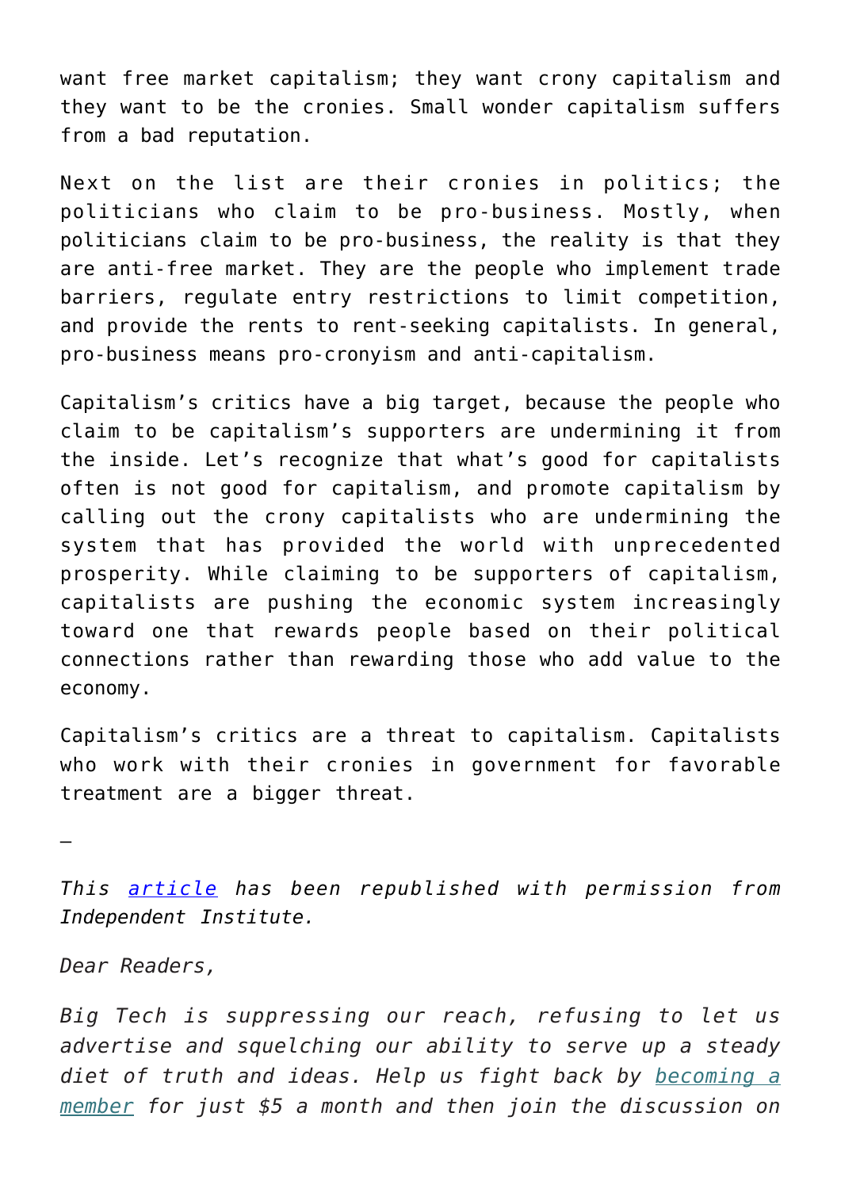want free market capitalism; they want crony capitalism and they want to be the cronies. Small wonder capitalism suffers from a bad reputation.

Next on the list are their cronies in politics; the politicians who claim to be pro-business. Mostly, when politicians claim to be pro-business, the reality is that they are anti-free market. They are the people who implement trade barriers, regulate entry restrictions to limit competition, and provide the rents to rent-seeking capitalists. In general, pro-business means pro-cronyism and anti-capitalism.

Capitalism's critics have a big target, because the people who claim to be capitalism's supporters are undermining it from the inside. Let's recognize that what's good for capitalists often is not good for capitalism, and promote capitalism by calling out the crony capitalists who are undermining the system that has provided the world with unprecedented prosperity. While claiming to be supporters of capitalism, capitalists are pushing the economic system increasingly toward one that rewards people based on their political connections rather than rewarding those who add value to the economy.

Capitalism's critics are a threat to capitalism. Capitalists who work with their cronies in government for favorable treatment are a bigger threat.

—

*This [article](article) has been republished with permission from Independent Institute.*

*Dear Readers,*

*Big Tech is suppressing our reach, refusing to let us advertise and squelching our ability to serve up a steady diet of truth and ideas. Help us fight back by [becoming a member](becoming a member) for just $5 a month and then join the discussion on*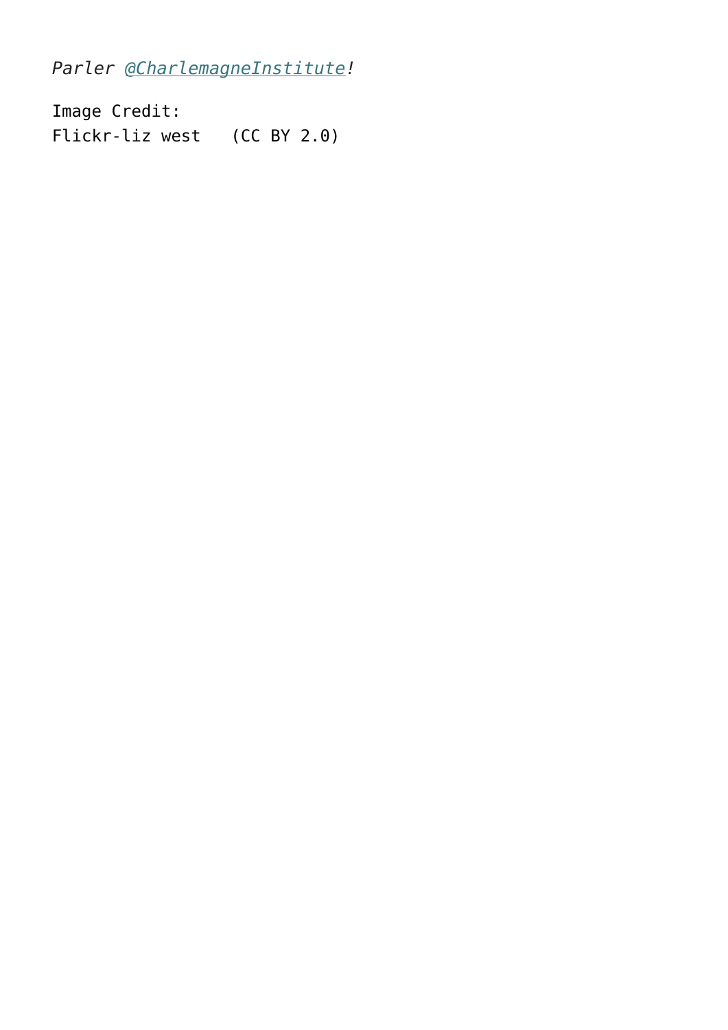*Parler [@CharlemagneInstitute](@CharlemagneInstitute)!*

Image Credit:
Flickr-liz west (CC BY 2.0)